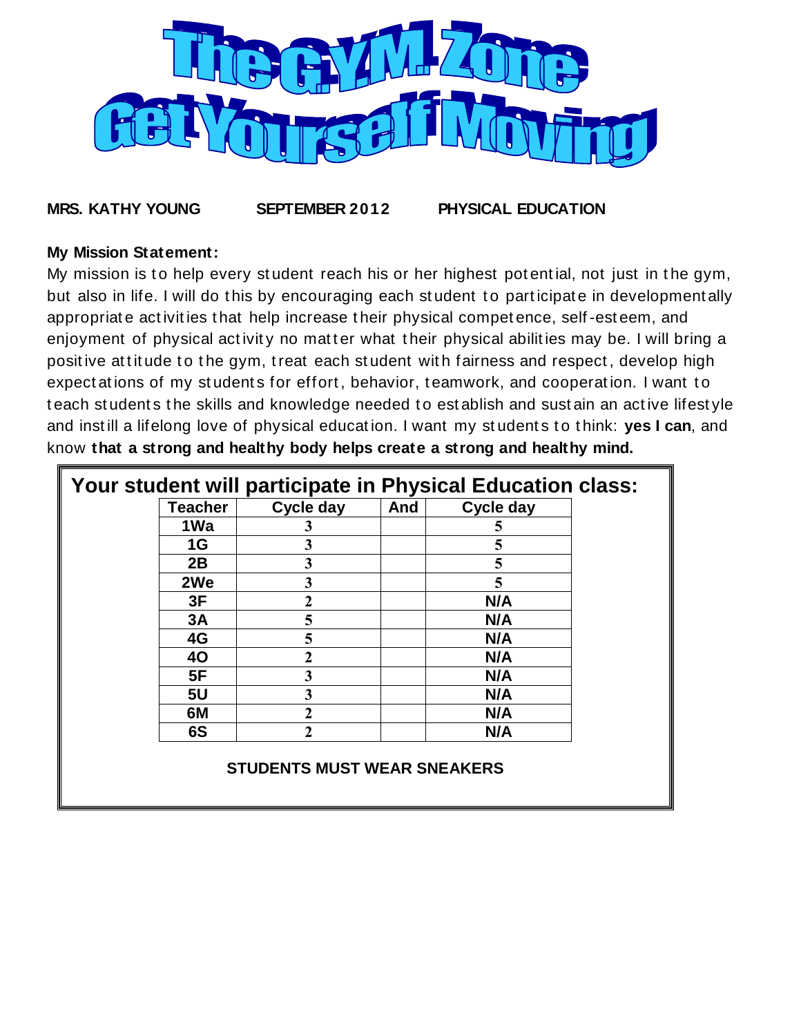# The G.Y.M. Zone
# Get Yourself Moving

**MRS. KATHY YOUNG** **SEPTEMBER 2012** **PHYSICAL EDUCATION**

**My Mission Statement:**
My mission is to help every student reach his or her highest potential, not just in the gym, but also in life. I will do this by encouraging each student to participate in developmentally appropriate activities that help increase their physical competence, self-esteem, and enjoyment of physical activity no matter what their physical abilities may be. I will bring a positive attitude to the gym, treat each student with fairness and respect, develop high expectations of my students for effort, behavior, teamwork, and cooperation. I want to teach students the skills and knowledge needed to establish and sustain an active lifestyle and instill a lifelong love of physical education. I want my students to think: **yes I can**, and know **that a strong and healthy body helps create a strong and healthy mind.**

## Your student will participate in Physical Education class:

| Teacher | Cycle day | And | Cycle day |
|---|---|---|---|
| 1Wa | 3 | | 5 |
| 1G | 3 | | 5 |
| 2B | 3 | | 5 |
| 2We | 3 | | 5 |
| 3F | 2 | | N/A |
| 3A | 5 | | N/A |
| 4G | 5 | | N/A |
| 4O | 2 | | N/A |
| 5F | 3 | | N/A |
| 5U | 3 | | N/A |
| 6M | 2 | | N/A |
| 6S | 2 | | N/A |

**STUDENTS MUST WEAR SNEAKERS**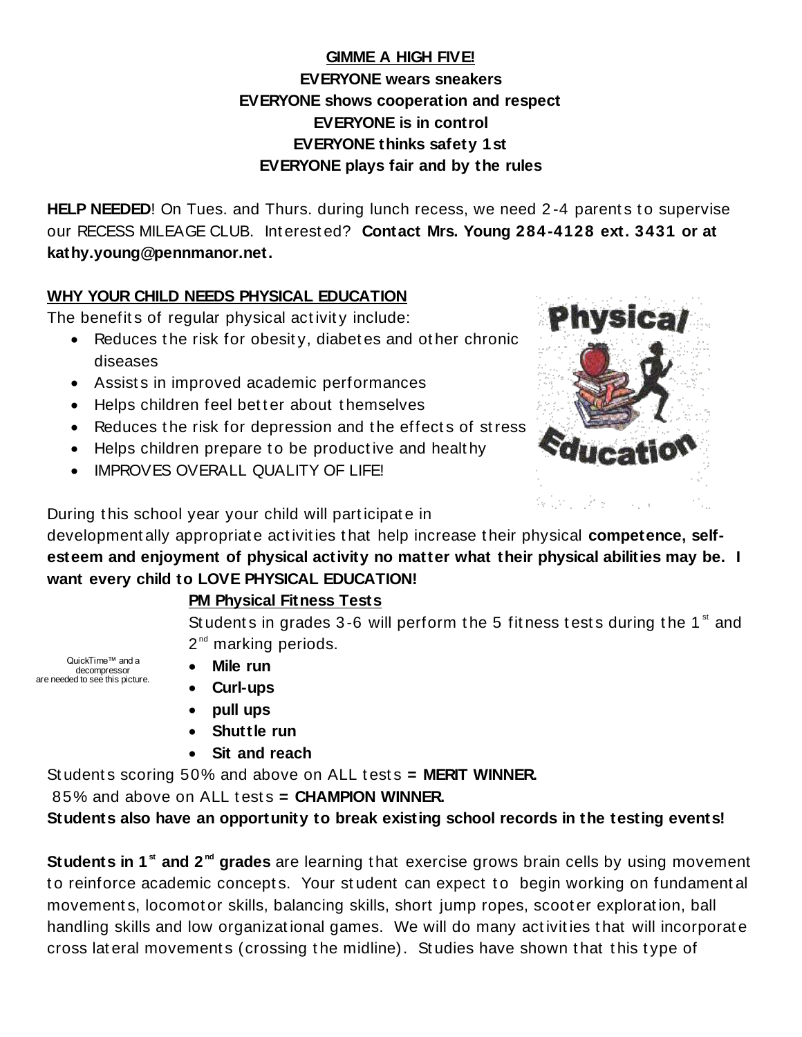**GIMME A HIGH FIVE!**

**EVERYONE wears sneakers**

**EVERYONE shows cooperation and respect**

**EVERYONE is in control**

**EVERYONE thinks safety 1st**

**EVERYONE plays fair and by the rules**

**HELP NEEDED**! On Tues. and Thurs. during lunch recess, we need 2-4 parents to supervise our RECESS MILEAGE CLUB. Interested? **Contact Mrs. Young 284-4128 ext. 3431 or at kathy.young@pennmanor.net.**

**WHY YOUR CHILD NEEDS PHYSICAL EDUCATION**

The benefits of regular physical activity include:

- Reduces the risk for obesity, diabetes and other chronic diseases
- Assists in improved academic performances
- Helps children feel better about themselves
- Reduces the risk for depression and the effects of stress
- Helps children prepare to be productive and healthy
- IMPROVES OVERALL QUALITY OF LIFE!

During this school year your child will participate in developmentally appropriate activities that help increase their physical **competence, self-esteem and enjoyment of physical activity no matter what their physical abilities may be. I want every child to LOVE PHYSICAL EDUCATION!**

**PM Physical Fitness Tests**

Students in grades 3-6 will perform the 5 fitness tests during the 1st and 2nd marking periods.

QuickTime™ and a decompressor are needed to see this picture.

- **Mile run**
- **Curl-ups**
- **pull ups**
- **Shuttle run**
- **Sit and reach**

Students scoring 50% and above on ALL tests **= MERIT WINNER.**

85% and above on ALL tests **= CHAMPION WINNER.**

**Students also have an opportunity to break existing school records in the testing events!**

**Students in 1st and 2nd grades** are learning that exercise grows brain cells by using movement to reinforce academic concepts. Your student can expect to begin working on fundamental movements, locomotor skills, balancing skills, short jump ropes, scooter exploration, ball handling skills and low organizational games. We will do many activities that will incorporate cross lateral movements (crossing the midline). Studies have shown that this type of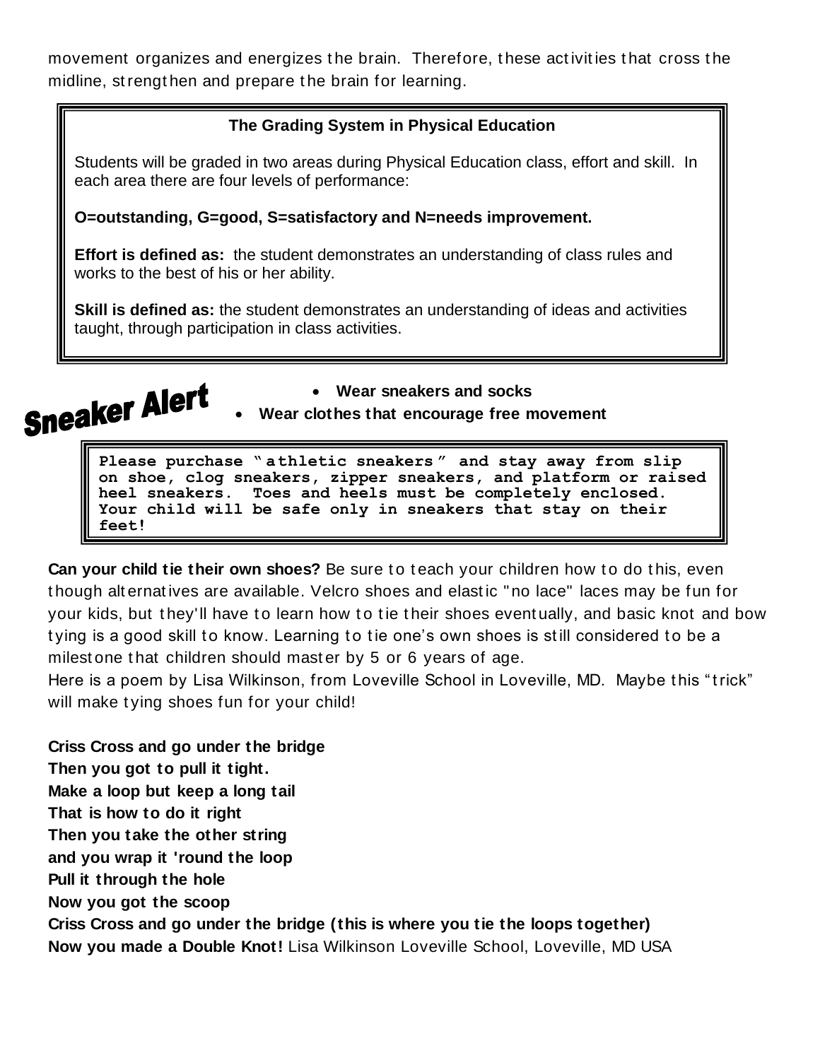movement organizes and energizes the brain. Therefore, these activities that cross the midline, strengthen and prepare the brain for learning.

**The Grading System in Physical Education**

Students will be graded in two areas during Physical Education class, effort and skill. In each area there are four levels of performance:

**O=outstanding, G=good, S=satisfactory and N=needs improvement.**

**Effort is defined as:** the student demonstrates an understanding of class rules and works to the best of his or her ability.

**Skill is defined as:** the student demonstrates an understanding of ideas and activities taught, through participation in class activities.

## Sneaker Alert

- **Wear sneakers and socks**
- **Wear clothes that encourage free movement**

**Please purchase "athletic sneakers" and stay away from slip on shoe, clog sneakers, zipper sneakers, and platform or raised heel sneakers. Toes and heels must be completely enclosed. Your child will be safe only in sneakers that stay on their feet!**

**Can your child tie their own shoes?** Be sure to teach your children how to do this, even though alternatives are available. Velcro shoes and elastic "no lace" laces may be fun for your kids, but they'll have to learn how to tie their shoes eventually, and basic knot and bow tying is a good skill to know. Learning to tie one's own shoes is still considered to be a milestone that children should master by 5 or 6 years of age.

Here is a poem by Lisa Wilkinson, from Loveville School in Loveville, MD. Maybe this "trick" will make tying shoes fun for your child!

**Criss Cross and go under the bridge**
**Then you got to pull it tight.**
**Make a loop but keep a long tail**
**That is how to do it right**
**Then you take the other string**
**and you wrap it 'round the loop**
**Pull it through the hole**
**Now you got the scoop**
**Criss Cross and go under the bridge (this is where you tie the loops together)**
**Now you made a Double Knot!** Lisa Wilkinson Loveville School, Loveville, MD USA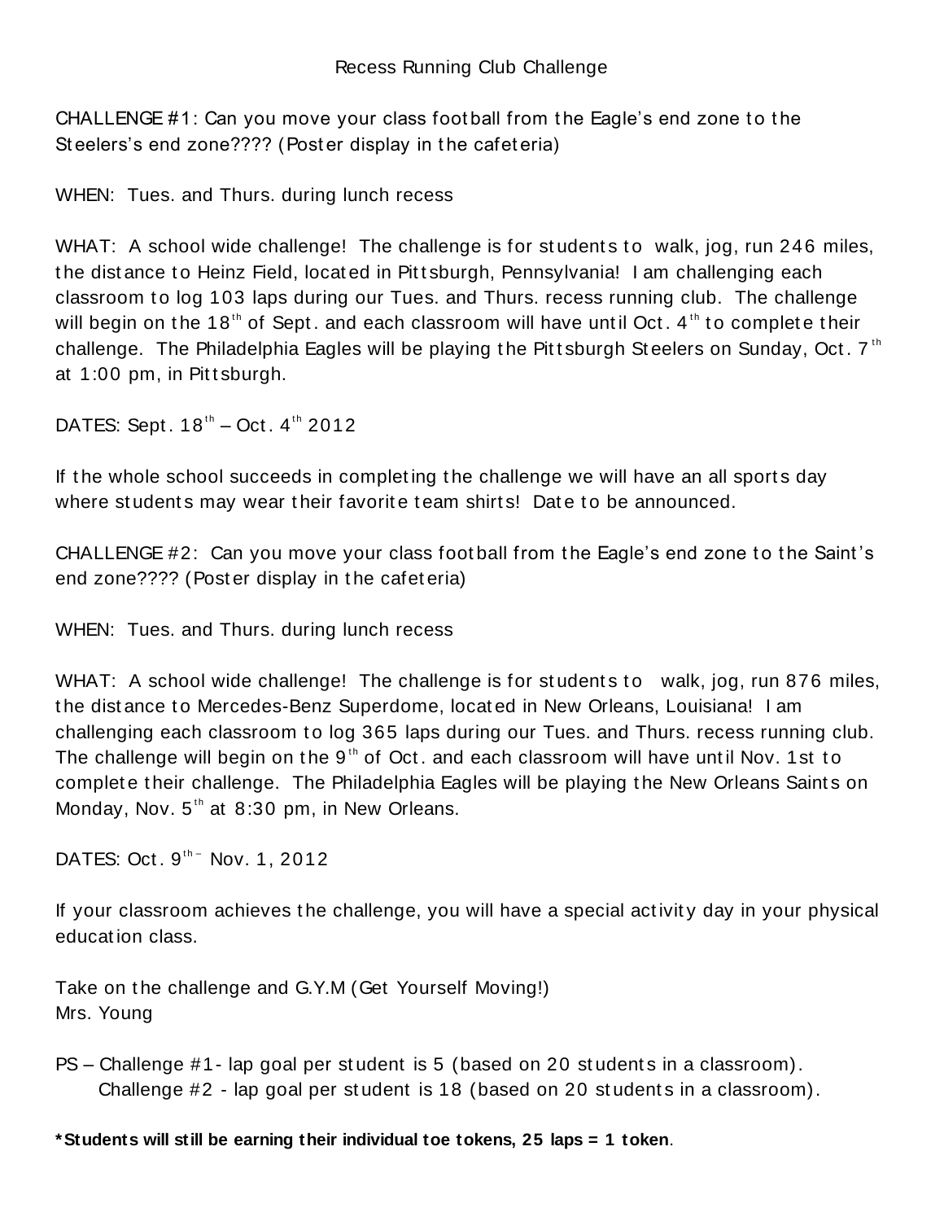# Recess Running Club Challenge

CHALLENGE #1: Can you move your class football from the Eagle's end zone to the Steelers's end zone???? (Poster display in the cafeteria)

WHEN: Tues. and Thurs. during lunch recess

WHAT: A school wide challenge! The challenge is for students to walk, jog, run 246 miles, the distance to Heinz Field, located in Pittsburgh, Pennsylvania! I am challenging each classroom to log 103 laps during our Tues. and Thurs. recess running club. The challenge will begin on the 18th of Sept. and each classroom will have until Oct. 4th to complete their challenge. The Philadelphia Eagles will be playing the Pittsburgh Steelers on Sunday, Oct. 7th at 1:00 pm, in Pittsburgh.

DATES: Sept. 18th – Oct. 4th 2012

If the whole school succeeds in completing the challenge we will have an all sports day where students may wear their favorite team shirts! Date to be announced.

CHALLENGE #2: Can you move your class football from the Eagle's end zone to the Saint's end zone???? (Poster display in the cafeteria)

WHEN: Tues. and Thurs. during lunch recess

WHAT: A school wide challenge! The challenge is for students to walk, jog, run 876 miles, the distance to Mercedes-Benz Superdome, located in New Orleans, Louisiana! I am challenging each classroom to log 365 laps during our Tues. and Thurs. recess running club. The challenge will begin on the 9th of Oct. and each classroom will have until Nov. 1st to complete their challenge. The Philadelphia Eagles will be playing the New Orleans Saints on Monday, Nov. 5th at 8:30 pm, in New Orleans.

DATES: Oct. 9th – Nov. 1, 2012

If your classroom achieves the challenge, you will have a special activity day in your physical education class.

Take on the challenge and G.Y.M (Get Yourself Moving!)
Mrs. Young

PS – Challenge #1 - lap goal per student is 5 (based on 20 students in a classroom).
Challenge #2 - lap goal per student is 18 (based on 20 students in a classroom).

**\*Students will still be earning their individual toe tokens, 25 laps = 1 token**.